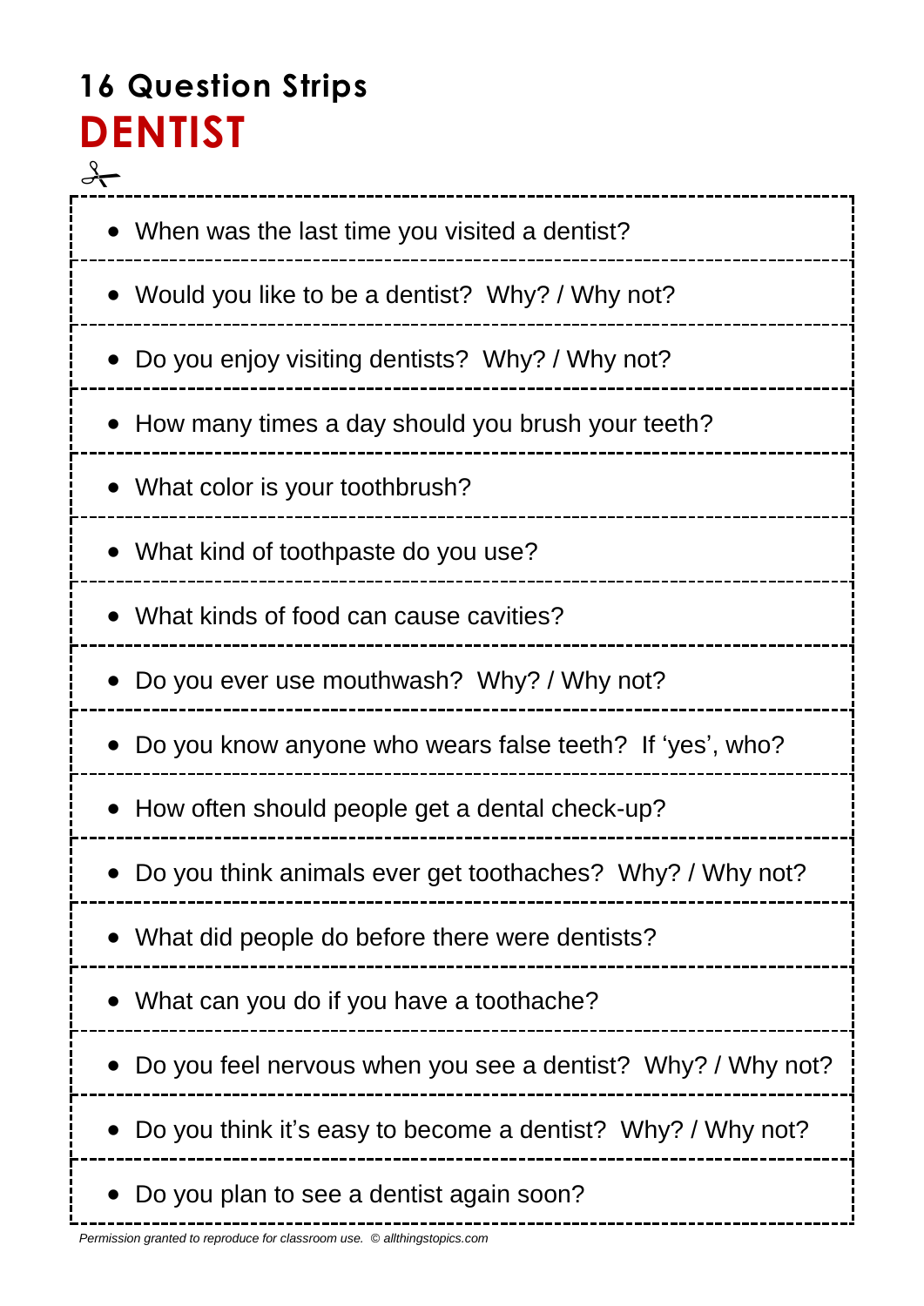## 16 Question Strips

# DENTIST

- When was the last time you visited a dentist?
- Would you like to be a dentist? Why? / Why not?
- Do you enjoy visiting dentists? Why? / Why not?
- How many times a day should you brush your teeth?
- What color is your toothbrush?
- What kind of toothpaste do you use?
- What kinds of food can cause cavities?
- Do you ever use mouthwash? Why? / Why not?
- Do you know anyone who wears false teeth? If ‘yes’, who?
- How often should people get a dental check-up?
- Do you think animals ever get toothaches? Why? / Why not?
- What did people do before there were dentists?
- What can you do if you have a toothache?
- Do you feel nervous when you see a dentist? Why? / Why not?
- Do you think it’s easy to become a dentist? Why? / Why not?
- Do you plan to see a dentist again soon?

*Permission granted to reproduce for classroom use. © allthingstopics.com*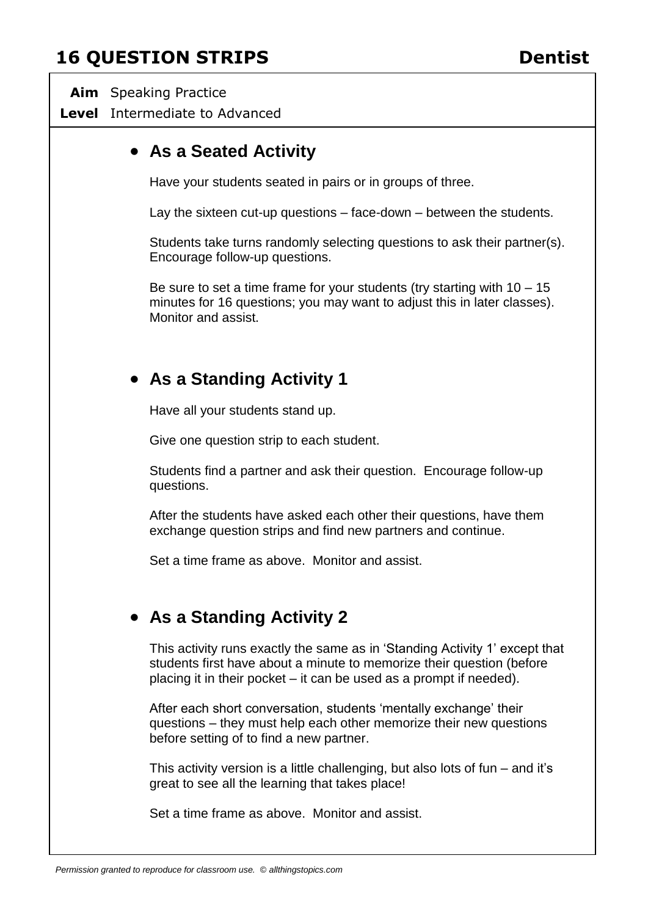# 16 QUESTION STRIPS — Dentist

**Aim** Speaking Practice
**Level** Intermediate to Advanced

## • As a Seated Activity

Have your students seated in pairs or in groups of three.

Lay the sixteen cut-up questions – face-down – between the students.

Students take turns randomly selecting questions to ask their partner(s). Encourage follow-up questions.

Be sure to set a time frame for your students (try starting with 10 – 15 minutes for 16 questions; you may want to adjust this in later classes). Monitor and assist.

## • As a Standing Activity 1

Have all your students stand up.

Give one question strip to each student.

Students find a partner and ask their question. Encourage follow-up questions.

After the students have asked each other their questions, have them exchange question strips and find new partners and continue.

Set a time frame as above. Monitor and assist.

## • As a Standing Activity 2

This activity runs exactly the same as in 'Standing Activity 1' except that students first have about a minute to memorize their question (before placing it in their pocket – it can be used as a prompt if needed).

After each short conversation, students 'mentally exchange' their questions – they must help each other memorize their new questions before setting of to find a new partner.

This activity version is a little challenging, but also lots of fun – and it's great to see all the learning that takes place!

Set a time frame as above. Monitor and assist.

*Permission granted to reproduce for classroom use. © allthingstopics.com*